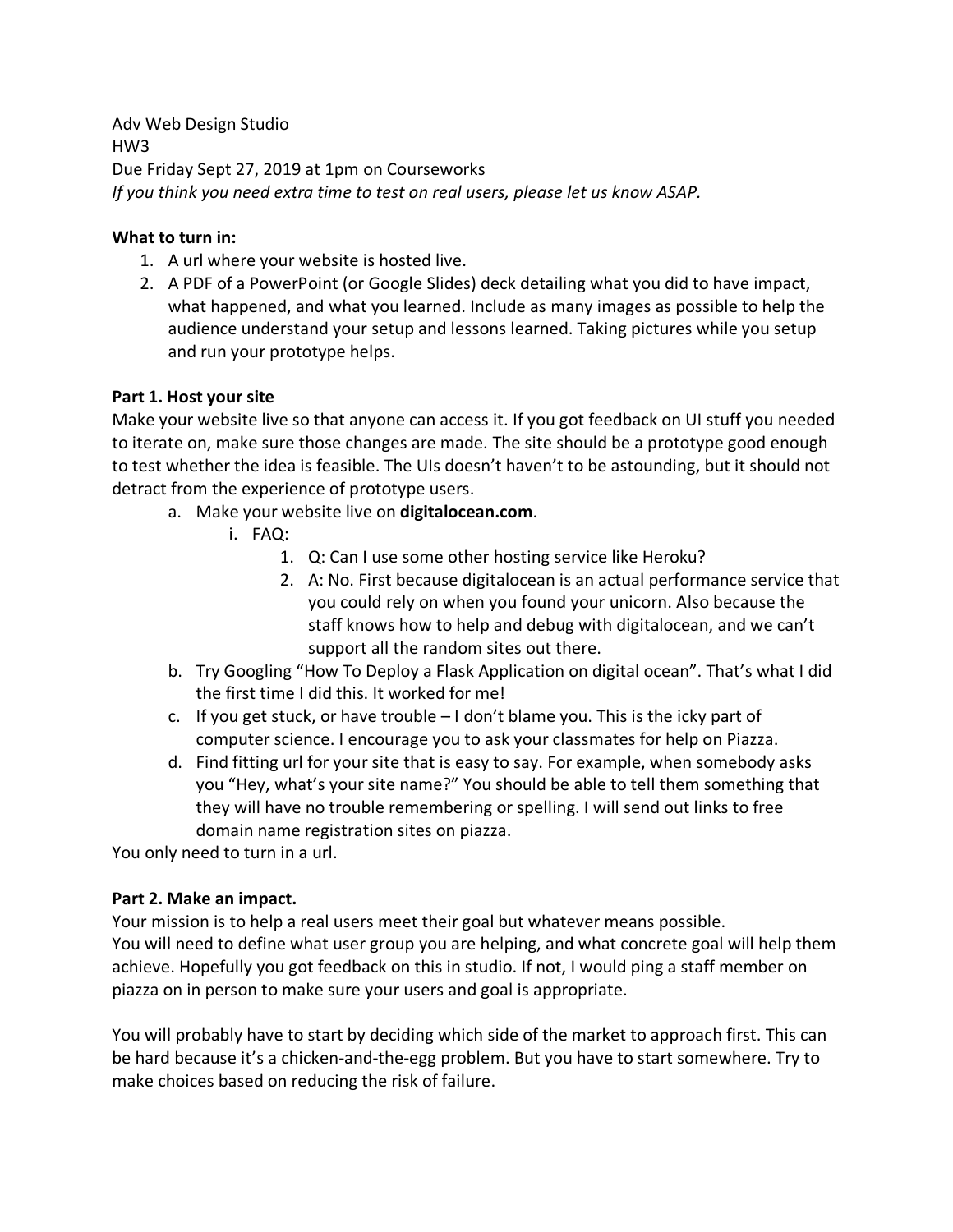Adv Web Design Studio
HW3
Due Friday Sept 27, 2019 at 1pm on Courseworks
*If you think you need extra time to test on real users, please let us know ASAP.*

**What to turn in:**

1. A url where your website is hosted live.
2. A PDF of a PowerPoint (or Google Slides) deck detailing what you did to have impact, what happened, and what you learned. Include as many images as possible to help the audience understand your setup and lessons learned. Taking pictures while you setup and run your prototype helps.

**Part 1. Host your site**

Make your website live so that anyone can access it. If you got feedback on UI stuff you needed to iterate on, make sure those changes are made. The site should be a prototype good enough to test whether the idea is feasible. The UIs doesn't haven't to be astounding, but it should not detract from the experience of prototype users.

a. Make your website live on **digitalocean.com**.
   i. FAQ:
      1. Q: Can I use some other hosting service like Heroku?
      2. A: No. First because digitalocean is an actual performance service that you could rely on when you found your unicorn. Also because the staff knows how to help and debug with digitalocean, and we can't support all the random sites out there.
b. Try Googling "How To Deploy a Flask Application on digital ocean". That's what I did the first time I did this. It worked for me!
c. If you get stuck, or have trouble – I don't blame you. This is the icky part of computer science. I encourage you to ask your classmates for help on Piazza.
d. Find fitting url for your site that is easy to say. For example, when somebody asks you "Hey, what's your site name?" You should be able to tell them something that they will have no trouble remembering or spelling. I will send out links to free domain name registration sites on piazza.

You only need to turn in a url.

**Part 2. Make an impact.**

Your mission is to help a real users meet their goal but whatever means possible.
You will need to define what user group you are helping, and what concrete goal will help them achieve. Hopefully you got feedback on this in studio. If not, I would ping a staff member on piazza on in person to make sure your users and goal is appropriate.

You will probably have to start by deciding which side of the market to approach first. This can be hard because it's a chicken-and-the-egg problem. But you have to start somewhere. Try to make choices based on reducing the risk of failure.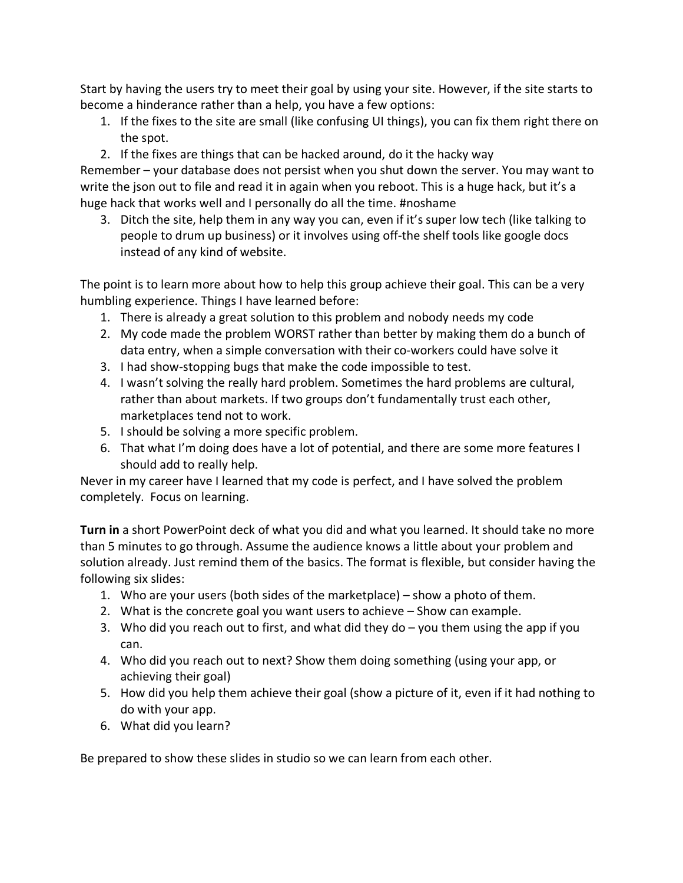Start by having the users try to meet their goal by using your site. However, if the site starts to become a hinderance rather than a help, you have a few options:

1. If the fixes to the site are small (like confusing UI things), you can fix them right there on the spot.
2. If the fixes are things that can be hacked around, do it the hacky way

Remember – your database does not persist when you shut down the server. You may want to write the json out to file and read it in again when you reboot. This is a huge hack, but it's a huge hack that works well and I personally do all the time. #noshame

3. Ditch the site, help them in any way you can, even if it's super low tech (like talking to people to drum up business) or it involves using off-the shelf tools like google docs instead of any kind of website.

The point is to learn more about how to help this group achieve their goal. This can be a very humbling experience. Things I have learned before:

1. There is already a great solution to this problem and nobody needs my code
2. My code made the problem WORST rather than better by making them do a bunch of data entry, when a simple conversation with their co-workers could have solve it
3. I had show-stopping bugs that make the code impossible to test.
4. I wasn't solving the really hard problem. Sometimes the hard problems are cultural, rather than about markets. If two groups don't fundamentally trust each other, marketplaces tend not to work.
5. I should be solving a more specific problem.
6. That what I'm doing does have a lot of potential, and there are some more features I should add to really help.

Never in my career have I learned that my code is perfect, and I have solved the problem completely. Focus on learning.

**Turn in** a short PowerPoint deck of what you did and what you learned. It should take no more than 5 minutes to go through. Assume the audience knows a little about your problem and solution already. Just remind them of the basics. The format is flexible, but consider having the following six slides:

1. Who are your users (both sides of the marketplace) – show a photo of them.
2. What is the concrete goal you want users to achieve – Show can example.
3. Who did you reach out to first, and what did they do – you them using the app if you can.
4. Who did you reach out to next? Show them doing something (using your app, or achieving their goal)
5. How did you help them achieve their goal (show a picture of it, even if it had nothing to do with your app.
6. What did you learn?

Be prepared to show these slides in studio so we can learn from each other.